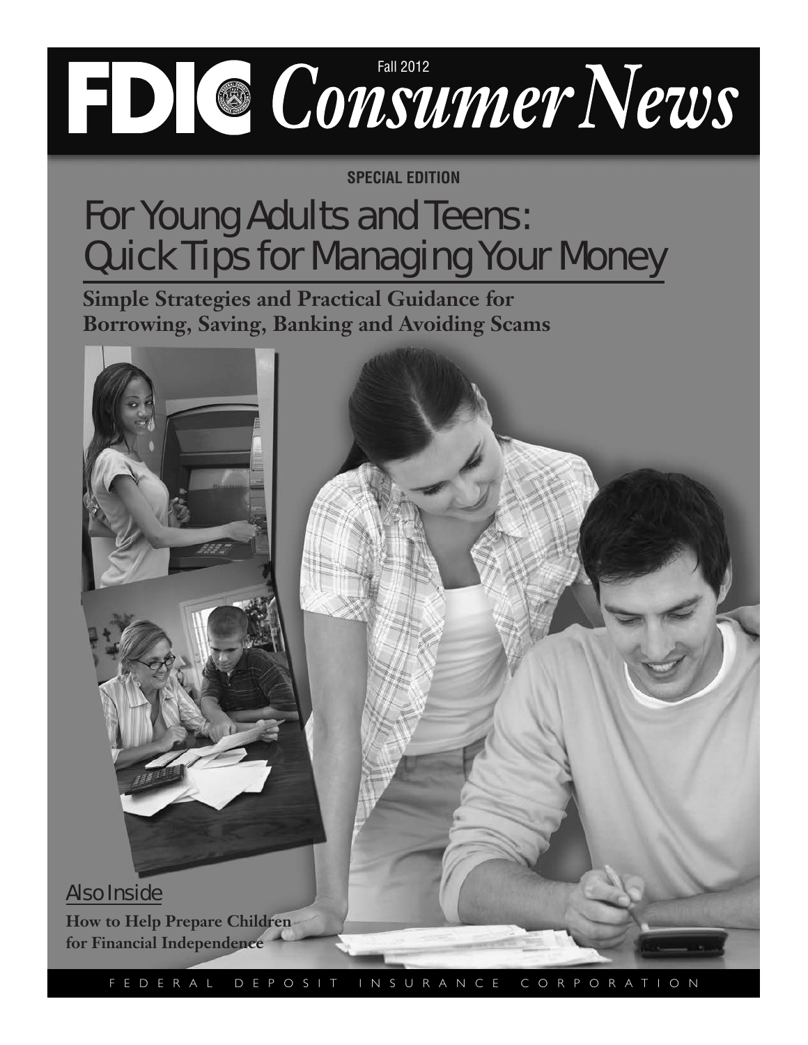# FDIC Consumer News

Fall 2012

**SPECIAL EDITION**

## For Young Adults and Teens: Quick Tips for Managing Your Money

**Simple Strategies and Practical Guidance for Borrowing, Saving, Banking and Avoiding Scams**

### Also Inside

**How to Help Prepare Children for Financial Independence**

FEDERAL DEPOSIT INSURANCE CORPORATION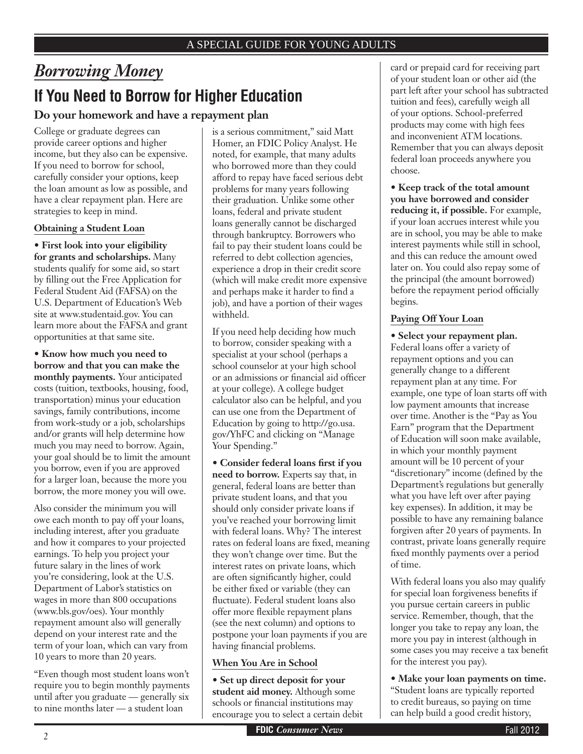A SPECIAL GUIDE FOR YOUNG ADULTS

# *Borrowing Money*

## If You Need to Borrow for Higher Education

### Do your homework and have a repayment plan

College or graduate degrees can provide career options and higher income, but they also can be expensive. If you need to borrow for school, carefully consider your options, keep the loan amount as low as possible, and have a clear repayment plan. Here are strategies to keep in mind.

#### Obtaining a Student Loan

• **First look into your eligibility for grants and scholarships.** Many students qualify for some aid, so start by filling out the Free Application for Federal Student Aid (FAFSA) on the U.S. Department of Education's Web site at www.studentaid.gov. You can learn more about the FAFSA and grant opportunities at that same site.

• **Know how much you need to borrow and that you can make the monthly payments.** Your anticipated costs (tuition, textbooks, housing, food, transportation) minus your education savings, family contributions, income from work-study or a job, scholarships and/or grants will help determine how much you may need to borrow. Again, your goal should be to limit the amount you borrow, even if you are approved for a larger loan, because the more you borrow, the more money you will owe.

Also consider the minimum you will owe each month to pay off your loans, including interest, after you graduate and how it compares to your projected earnings. To help you project your future salary in the lines of work you're considering, look at the U.S. Department of Labor's statistics on wages in more than 800 occupations (www.bls.gov/oes). Your monthly repayment amount also will generally depend on your interest rate and the term of your loan, which can vary from 10 years to more than 20 years.

"Even though most student loans won't require you to begin monthly payments until after you graduate — generally six to nine months later — a student loan is a serious commitment," said Matt Homer, an FDIC Policy Analyst. He noted, for example, that many adults who borrowed more than they could afford to repay have faced serious debt problems for many years following their graduation. Unlike some other loans, federal and private student loans generally cannot be discharged through bankruptcy. Borrowers who fail to pay their student loans could be referred to debt collection agencies, experience a drop in their credit score (which will make credit more expensive and perhaps make it harder to find a job), and have a portion of their wages withheld.

If you need help deciding how much to borrow, consider speaking with a specialist at your school (perhaps a school counselor at your high school or an admissions or financial aid officer at your college). A college budget calculator also can be helpful, and you can use one from the Department of Education by going to http://go.usa.gov/YhFC and clicking on "Manage Your Spending."

• **Consider federal loans first if you need to borrow.** Experts say that, in general, federal loans are better than private student loans, and that you should only consider private loans if you've reached your borrowing limit with federal loans. Why? The interest rates on federal loans are fixed, meaning they won't change over time. But the interest rates on private loans, which are often significantly higher, could be either fixed or variable (they can fluctuate). Federal student loans also offer more flexible repayment plans (see the next column) and options to postpone your loan payments if you are having financial problems.

#### When You Are in School

• **Set up direct deposit for your student aid money.** Although some schools or financial institutions may encourage you to select a certain debit card or prepaid card for receiving part of your student loan or other aid (the part left after your school has subtracted tuition and fees), carefully weigh all of your options. School-preferred products may come with high fees and inconvenient ATM locations. Remember that you can always deposit federal loan proceeds anywhere you choose.

• **Keep track of the total amount you have borrowed and consider reducing it, if possible.** For example, if your loan accrues interest while you are in school, you may be able to make interest payments while still in school, and this can reduce the amount owed later on. You could also repay some of the principal (the amount borrowed) before the repayment period officially begins.

#### Paying Off Your Loan

• **Select your repayment plan.** Federal loans offer a variety of repayment options and you can generally change to a different repayment plan at any time. For example, one type of loan starts off with low payment amounts that increase over time. Another is the "Pay as You Earn" program that the Department of Education will soon make available, in which your monthly payment amount will be 10 percent of your "discretionary" income (defined by the Department's regulations but generally what you have left over after paying key expenses). In addition, it may be possible to have any remaining balance forgiven after 20 years of payments. In contrast, private loans generally require fixed monthly payments over a period of time.

With federal loans you also may qualify for special loan forgiveness benefits if you pursue certain careers in public service. Remember, though, that the longer you take to repay any loan, the more you pay in interest (although in some cases you may receive a tax benefit for the interest you pay).

• **Make your loan payments on time.** "Student loans are typically reported to credit bureaus, so paying on time can help build a good credit history,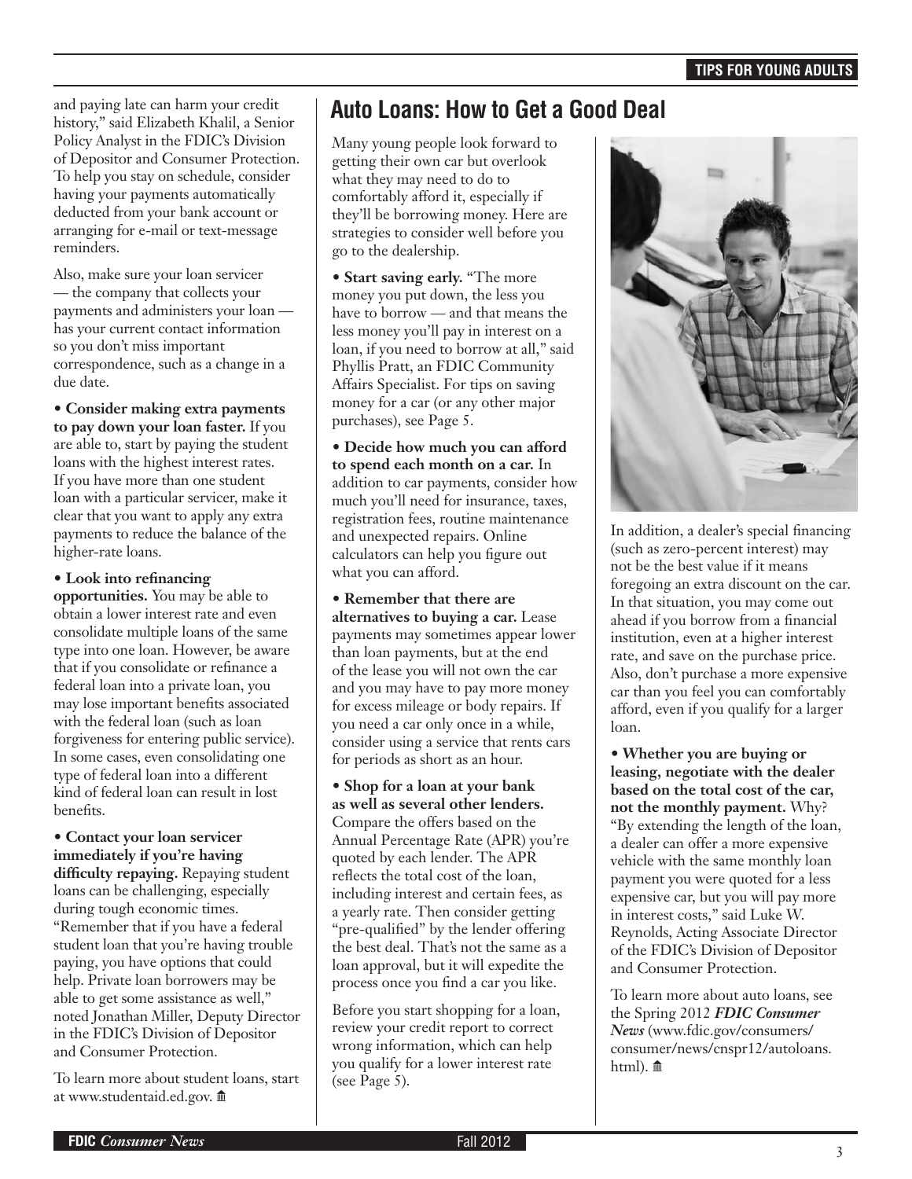and paying late can harm your credit history," said Elizabeth Khalil, a Senior Policy Analyst in the FDIC's Division of Depositor and Consumer Protection. To help you stay on schedule, consider having your payments automatically deducted from your bank account or arranging for e-mail or text-message reminders.

Also, make sure your loan servicer — the company that collects your payments and administers your loan — has your current contact information so you don't miss important correspondence, such as a change in a due date.

• **Consider making extra payments to pay down your loan faster.** If you are able to, start by paying the student loans with the highest interest rates. If you have more than one student loan with a particular servicer, make it clear that you want to apply any extra payments to reduce the balance of the higher-rate loans.

• **Look into refinancing opportunities.** You may be able to obtain a lower interest rate and even consolidate multiple loans of the same type into one loan. However, be aware that if you consolidate or refinance a federal loan into a private loan, you may lose important benefits associated with the federal loan (such as loan forgiveness for entering public service). In some cases, even consolidating one type of federal loan into a different kind of federal loan can result in lost benefits.

• **Contact your loan servicer immediately if you're having difficulty repaying.** Repaying student loans can be challenging, especially during tough economic times. "Remember that if you have a federal student loan that you're having trouble paying, you have options that could help. Private loan borrowers may be able to get some assistance as well," noted Jonathan Miller, Deputy Director in the FDIC's Division of Depositor and Consumer Protection.

To learn more about student loans, start at www.studentaid.ed.gov.

## Auto Loans: How to Get a Good Deal

Many young people look forward to getting their own car but overlook what they may need to do to comfortably afford it, especially if they'll be borrowing money. Here are strategies to consider well before you go to the dealership.

• **Start saving early.** "The more money you put down, the less you have to borrow — and that means the less money you'll pay in interest on a loan, if you need to borrow at all," said Phyllis Pratt, an FDIC Community Affairs Specialist. For tips on saving money for a car (or any other major purchases), see Page 5.

• **Decide how much you can afford to spend each month on a car.** In addition to car payments, consider how much you'll need for insurance, taxes, registration fees, routine maintenance and unexpected repairs. Online calculators can help you figure out what you can afford.

• **Remember that there are alternatives to buying a car.** Lease payments may sometimes appear lower than loan payments, but at the end of the lease you will not own the car and you may have to pay more money for excess mileage or body repairs. If you need a car only once in a while, consider using a service that rents cars for periods as short as an hour.

• **Shop for a loan at your bank as well as several other lenders.** Compare the offers based on the Annual Percentage Rate (APR) you're quoted by each lender. The APR reflects the total cost of the loan, including interest and certain fees, as a yearly rate. Then consider getting "pre-qualified" by the lender offering the best deal. That's not the same as a loan approval, but it will expedite the process once you find a car you like.

Before you start shopping for a loan, review your credit report to correct wrong information, which can help you qualify for a lower interest rate (see Page 5).

In addition, a dealer's special financing (such as zero-percent interest) may not be the best value if it means foregoing an extra discount on the car. In that situation, you may come out ahead if you borrow from a financial institution, even at a higher interest rate, and save on the purchase price. Also, don't purchase a more expensive car than you feel you can comfortably afford, even if you qualify for a larger loan.

• **Whether you are buying or leasing, negotiate with the dealer based on the total cost of the car, not the monthly payment.** Why? "By extending the length of the loan, a dealer can offer a more expensive vehicle with the same monthly loan payment you were quoted for a less expensive car, but you will pay more in interest costs," said Luke W. Reynolds, Acting Associate Director of the FDIC's Division of Depositor and Consumer Protection.

To learn more about auto loans, see the Spring 2012 ***FDIC Consumer News*** (www.fdic.gov/consumers/consumer/news/cnspr12/autoloans.html).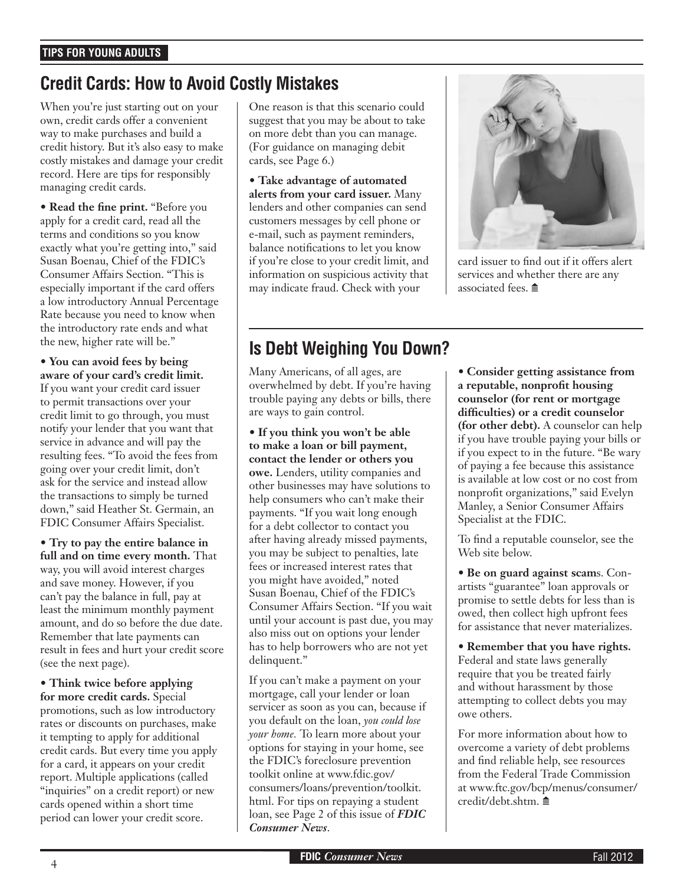TIPS FOR YOUNG ADULTS

## Credit Cards: How to Avoid Costly Mistakes

When you're just starting out on your own, credit cards offer a convenient way to make purchases and build a credit history. But it's also easy to make costly mistakes and damage your credit record. Here are tips for responsibly managing credit cards.

• **Read the fine print.** "Before you apply for a credit card, read all the terms and conditions so you know exactly what you're getting into," said Susan Boenau, Chief of the FDIC's Consumer Affairs Section. "This is especially important if the card offers a low introductory Annual Percentage Rate because you need to know when the introductory rate ends and what the new, higher rate will be."

• **You can avoid fees by being aware of your card's credit limit.** If you want your credit card issuer to permit transactions over your credit limit to go through, you must notify your lender that you want that service in advance and will pay the resulting fees. "To avoid the fees from going over your credit limit, don't ask for the service and instead allow the transactions to simply be turned down," said Heather St. Germain, an FDIC Consumer Affairs Specialist.

• **Try to pay the entire balance in full and on time every month.** That way, you will avoid interest charges and save money. However, if you can't pay the balance in full, pay at least the minimum monthly payment amount, and do so before the due date. Remember that late payments can result in fees and hurt your credit score (see the next page).

• **Think twice before applying for more credit cards.** Special promotions, such as low introductory rates or discounts on purchases, make it tempting to apply for additional credit cards. But every time you apply for a card, it appears on your credit report. Multiple applications (called "inquiries" on a credit report) or new cards opened within a short time period can lower your credit score. One reason is that this scenario could suggest that you may be about to take on more debt than you can manage. (For guidance on managing debit cards, see Page 6.)

• **Take advantage of automated alerts from your card issuer.** Many lenders and other companies can send customers messages by cell phone or e-mail, such as payment reminders, balance notifications to let you know if you're close to your credit limit, and information on suspicious activity that may indicate fraud. Check with your card issuer to find out if it offers alert services and whether there are any associated fees.

## Is Debt Weighing You Down?

Many Americans, of all ages, are overwhelmed by debt. If you're having trouble paying any debts or bills, there are ways to gain control.

• **If you think you won't be able to make a loan or bill payment, contact the lender or others you owe.** Lenders, utility companies and other businesses may have solutions to help consumers who can't make their payments. "If you wait long enough for a debt collector to contact you after having already missed payments, you may be subject to penalties, late fees or increased interest rates that you might have avoided," noted Susan Boenau, Chief of the FDIC's Consumer Affairs Section. "If you wait until your account is past due, you may also miss out on options your lender has to help borrowers who are not yet delinquent."

If you can't make a payment on your mortgage, call your lender or loan servicer as soon as you can, because if you default on the loan, *you could lose your home.* To learn more about your options for staying in your home, see the FDIC's foreclosure prevention toolkit online at www.fdic.gov/consumers/loans/prevention/toolkit.html. For tips on repaying a student loan, see Page 2 of this issue of ***FDIC Consumer News***.

• **Consider getting assistance from a reputable, nonprofit housing counselor (for rent or mortgage difficulties) or a credit counselor (for other debt).** A counselor can help if you have trouble paying your bills or if you expect to in the future. "Be wary of paying a fee because this assistance is available at low cost or no cost from nonprofit organizations," said Evelyn Manley, a Senior Consumer Affairs Specialist at the FDIC.

To find a reputable counselor, see the Web site below.

• **Be on guard against scams.** Con-artists "guarantee" loan approvals or promise to settle debts for less than is owed, then collect high upfront fees for assistance that never materializes.

• **Remember that you have rights.** Federal and state laws generally require that you be treated fairly and without harassment by those attempting to collect debts you may owe others.

For more information about how to overcome a variety of debt problems and find reliable help, see resources from the Federal Trade Commission at www.ftc.gov/bcp/menus/consumer/credit/debt.shtm.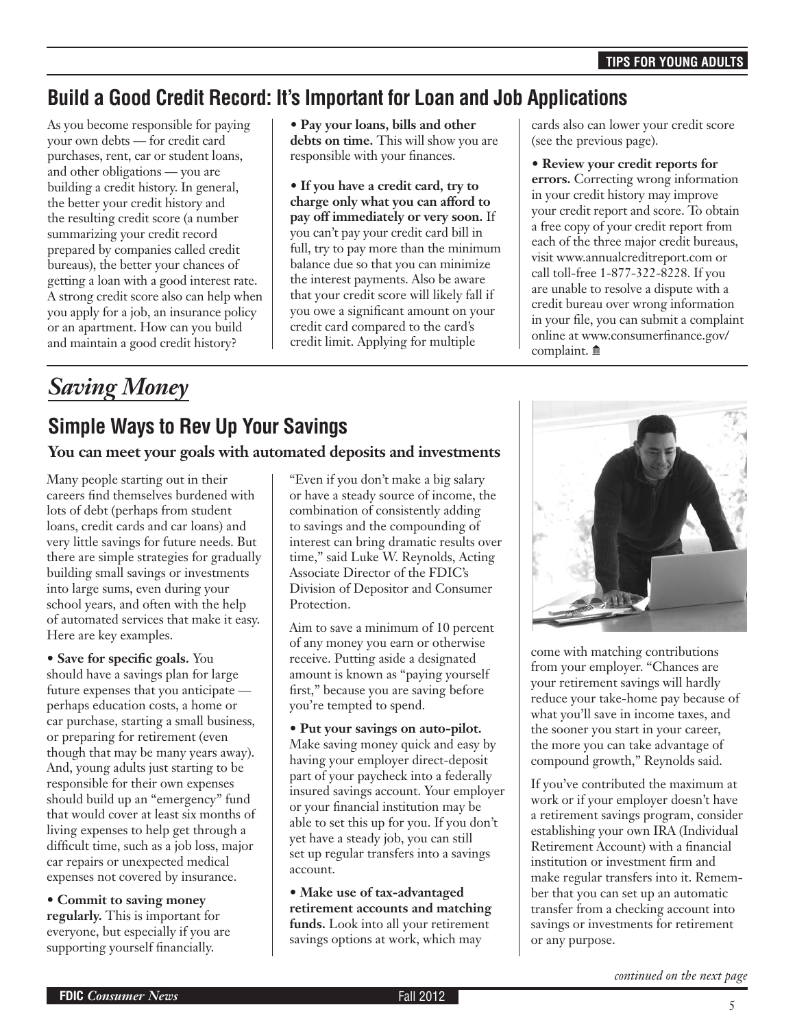## Build a Good Credit Record: It's Important for Loan and Job Applications

As you become responsible for paying your own debts — for credit card purchases, rent, car or student loans, and other obligations — you are building a credit history. In general, the better your credit history and the resulting credit score (a number summarizing your credit record prepared by companies called credit bureaus), the better your chances of getting a loan with a good interest rate. A strong credit score also can help when you apply for a job, an insurance policy or an apartment. How can you build and maintain a good credit history?

• **Pay your loans, bills and other debts on time.** This will show you are responsible with your finances.

• **If you have a credit card, try to charge only what you can afford to pay off immediately or very soon.** If you can't pay your credit card bill in full, try to pay more than the minimum balance due so that you can minimize the interest payments. Also be aware that your credit score will likely fall if you owe a significant amount on your credit card compared to the card's credit limit. Applying for multiple cards also can lower your credit score (see the previous page).

• **Review your credit reports for errors.** Correcting wrong information in your credit history may improve your credit report and score. To obtain a free copy of your credit report from each of the three major credit bureaus, visit www.annualcreditreport.com or call toll-free 1-877-322-8228. If you are unable to resolve a dispute with a credit bureau over wrong information in your file, you can submit a complaint online at www.consumerfinance.gov/complaint.

# *Saving Money*

## Simple Ways to Rev Up Your Savings

**You can meet your goals with automated deposits and investments**

Many people starting out in their careers find themselves burdened with lots of debt (perhaps from student loans, credit cards and car loans) and very little savings for future needs. But there are simple strategies for gradually building small savings or investments into large sums, even during your school years, and often with the help of automated services that make it easy. Here are key examples.

• **Save for specific goals.** You should have a savings plan for large future expenses that you anticipate — perhaps education costs, a home or car purchase, starting a small business, or preparing for retirement (even though that may be many years away). And, young adults just starting to be responsible for their own expenses should build up an "emergency" fund that would cover at least six months of living expenses to help get through a difficult time, such as a job loss, major car repairs or unexpected medical expenses not covered by insurance.

• **Commit to saving money regularly.** This is important for everyone, but especially if you are supporting yourself financially.

"Even if you don't make a big salary or have a steady source of income, the combination of consistently adding to savings and the compounding of interest can bring dramatic results over time," said Luke W. Reynolds, Acting Associate Director of the FDIC's Division of Depositor and Consumer Protection.

Aim to save a minimum of 10 percent of any money you earn or otherwise receive. Putting aside a designated amount is known as "paying yourself first," because you are saving before you're tempted to spend.

• **Put your savings on auto-pilot.** Make saving money quick and easy by having your employer direct-deposit part of your paycheck into a federally insured savings account. Your employer or your financial institution may be able to set this up for you. If you don't yet have a steady job, you can still set up regular transfers into a savings account.

• **Make use of tax-advantaged retirement accounts and matching funds.** Look into all your retirement savings options at work, which may come with matching contributions from your employer. "Chances are your retirement savings will hardly reduce your take-home pay because of what you'll save in income taxes, and the sooner you start in your career, the more you can take advantage of compound growth," Reynolds said.

If you've contributed the maximum at work or if your employer doesn't have a retirement savings program, consider establishing your own IRA (Individual Retirement Account) with a financial institution or investment firm and make regular transfers into it. Remember that you can set up an automatic transfer from a checking account into savings or investments for retirement or any purpose.

*continued on the next page*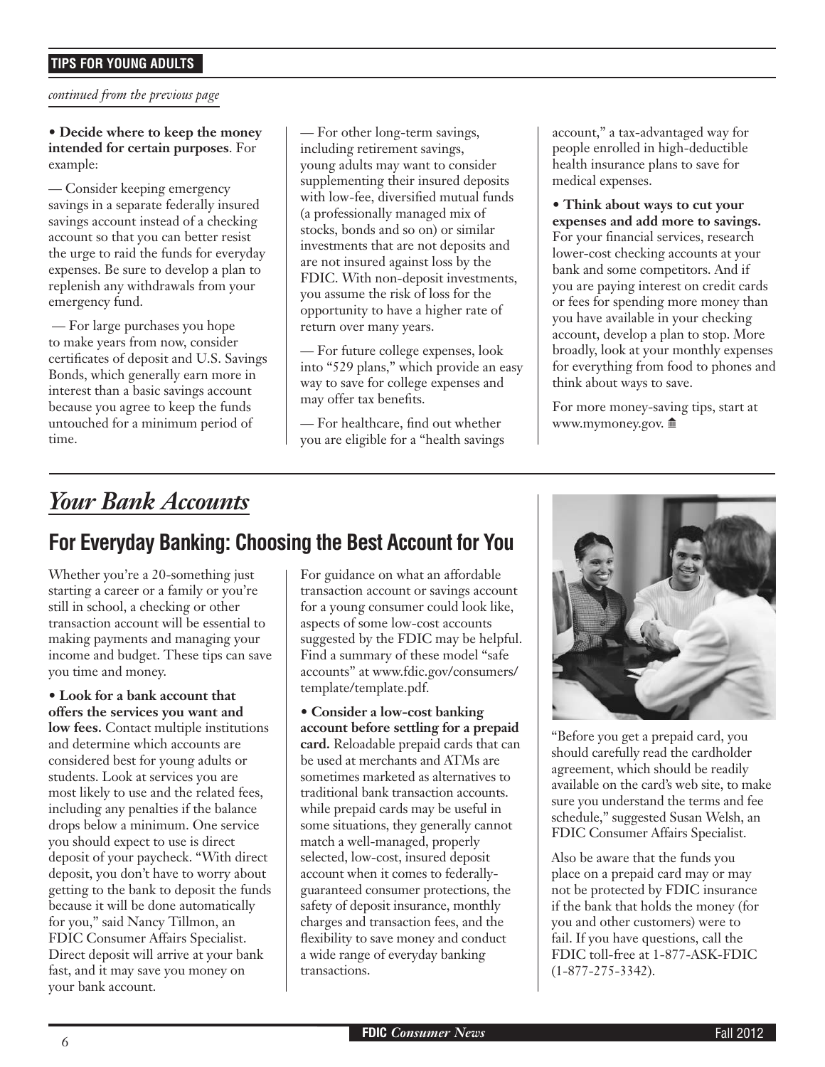## TIPS FOR YOUNG ADULTS

*continued from the previous page*

• **Decide where to keep the money intended for certain purposes**. For example:

— Consider keeping emergency savings in a separate federally insured savings account instead of a checking account so that you can better resist the urge to raid the funds for everyday expenses. Be sure to develop a plan to replenish any withdrawals from your emergency fund.

— For large purchases you hope to make years from now, consider certificates of deposit and U.S. Savings Bonds, which generally earn more in interest than a basic savings account because you agree to keep the funds untouched for a minimum period of time.

— For other long-term savings, including retirement savings, young adults may want to consider supplementing their insured deposits with low-fee, diversified mutual funds (a professionally managed mix of stocks, bonds and so on) or similar investments that are not deposits and are not insured against loss by the FDIC. With non-deposit investments, you assume the risk of loss for the opportunity to have a higher rate of return over many years.

— For future college expenses, look into "529 plans," which provide an easy way to save for college expenses and may offer tax benefits.

— For healthcare, find out whether you are eligible for a "health savings account," a tax-advantaged way for people enrolled in high-deductible health insurance plans to save for medical expenses.

• **Think about ways to cut your expenses and add more to savings.** For your financial services, research lower-cost checking accounts at your bank and some competitors. And if you are paying interest on credit cards or fees for spending more money than you have available in your checking account, develop a plan to stop. More broadly, look at your monthly expenses for everything from food to phones and think about ways to save.

For more money-saving tips, start at www.mymoney.gov.

# *Your Bank Accounts*

## For Everyday Banking: Choosing the Best Account for You

Whether you're a 20-something just starting a career or a family or you're still in school, a checking or other transaction account will be essential to making payments and managing your income and budget. These tips can save you time and money.

• **Look for a bank account that offers the services you want and low fees.** Contact multiple institutions and determine which accounts are considered best for young adults or students. Look at services you are most likely to use and the related fees, including any penalties if the balance drops below a minimum. One service you should expect to use is direct deposit of your paycheck. "With direct deposit, you don't have to worry about getting to the bank to deposit the funds because it will be done automatically for you," said Nancy Tillmon, an FDIC Consumer Affairs Specialist. Direct deposit will arrive at your bank fast, and it may save you money on your bank account.

For guidance on what an affordable transaction account or savings account for a young consumer could look like, aspects of some low-cost accounts suggested by the FDIC may be helpful. Find a summary of these model "safe accounts" at www.fdic.gov/consumers/template/template.pdf.

• **Consider a low-cost banking account before settling for a prepaid card.** Reloadable prepaid cards that can be used at merchants and ATMs are sometimes marketed as alternatives to traditional bank transaction accounts. while prepaid cards may be useful in some situations, they generally cannot match a well-managed, properly selected, low-cost, insured deposit account when it comes to federally-guaranteed consumer protections, the safety of deposit insurance, monthly charges and transaction fees, and the flexibility to save money and conduct a wide range of everyday banking transactions.

"Before you get a prepaid card, you should carefully read the cardholder agreement, which should be readily available on the card's web site, to make sure you understand the terms and fee schedule," suggested Susan Welsh, an FDIC Consumer Affairs Specialist.

Also be aware that the funds you place on a prepaid card may or may not be protected by FDIC insurance if the bank that holds the money (for you and other customers) were to fail. If you have questions, call the FDIC toll-free at 1-877-ASK-FDIC (1-877-275-3342).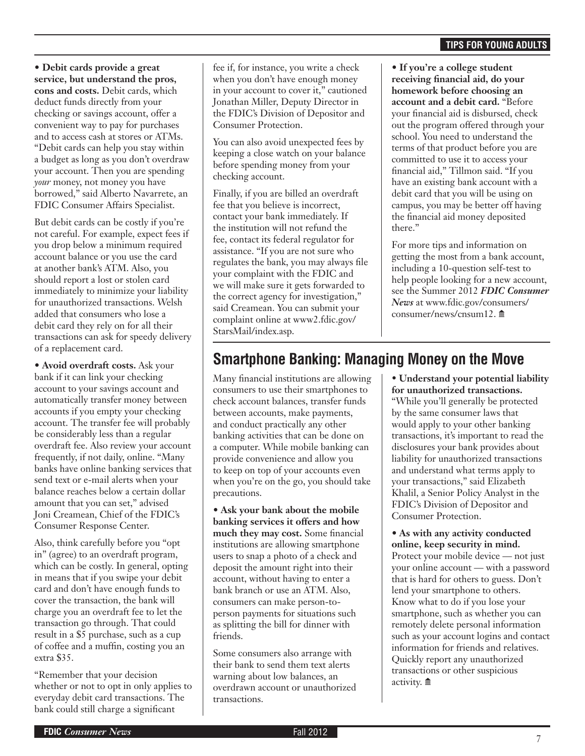• **Debit cards provide a great service, but understand the pros, cons and costs.** Debit cards, which deduct funds directly from your checking or savings account, offer a convenient way to pay for purchases and to access cash at stores or ATMs. "Debit cards can help you stay within a budget as long as you don't overdraw your account. Then you are spending *your* money, not money you have borrowed," said Alberto Navarrete, an FDIC Consumer Affairs Specialist.

But debit cards can be costly if you're not careful. For example, expect fees if you drop below a minimum required account balance or you use the card at another bank's ATM. Also, you should report a lost or stolen card immediately to minimize your liability for unauthorized transactions. Welsh added that consumers who lose a debit card they rely on for all their transactions can ask for speedy delivery of a replacement card.

• **Avoid overdraft costs.** Ask your bank if it can link your checking account to your savings account and automatically transfer money between accounts if you empty your checking account. The transfer fee will probably be considerably less than a regular overdraft fee. Also review your account frequently, if not daily, online. "Many banks have online banking services that send text or e-mail alerts when your balance reaches below a certain dollar amount that you can set," advised Joni Creamean, Chief of the FDIC's Consumer Response Center.

Also, think carefully before you "opt in" (agree) to an overdraft program, which can be costly. In general, opting in means that if you swipe your debit card and don't have enough funds to cover the transaction, the bank will charge you an overdraft fee to let the transaction go through. That could result in a $5 purchase, such as a cup of coffee and a muffin, costing you an extra $35.

"Remember that your decision whether or not to opt in only applies to everyday debit card transactions. The bank could still charge a significant fee if, for instance, you write a check when you don't have enough money in your account to cover it," cautioned Jonathan Miller, Deputy Director in the FDIC's Division of Depositor and Consumer Protection.

You can also avoid unexpected fees by keeping a close watch on your balance before spending money from your checking account.

Finally, if you are billed an overdraft fee that you believe is incorrect, contact your bank immediately. If the institution will not refund the fee, contact its federal regulator for assistance. "If you are not sure who regulates the bank, you may always file your complaint with the FDIC and we will make sure it gets forwarded to the correct agency for investigation," said Creamean. You can submit your complaint online at www2.fdic.gov/StarsMail/index.asp.

• **If you're a college student receiving financial aid, do your homework before choosing an account and a debit card.** "Before your financial aid is disbursed, check out the program offered through your school. You need to understand the terms of that product before you are committed to use it to access your financial aid," Tillmon said. "If you have an existing bank account with a debit card that you will be using on campus, you may be better off having the financial aid money deposited there."

For more tips and information on getting the most from a bank account, including a 10-question self-test to help people looking for a new account, see the Summer 2012 ***FDIC Consumer News*** at www.fdic.gov/consumers/consumer/news/cnsum12.

## Smartphone Banking: Managing Money on the Move

Many financial institutions are allowing consumers to use their smartphones to check account balances, transfer funds between accounts, make payments, and conduct practically any other banking activities that can be done on a computer. While mobile banking can provide convenience and allow you to keep on top of your accounts even when you're on the go, you should take precautions.

• **Ask your bank about the mobile banking services it offers and how much they may cost.** Some financial institutions are allowing smartphone users to snap a photo of a check and deposit the amount right into their account, without having to enter a bank branch or use an ATM. Also, consumers can make person-to-person payments for situations such as splitting the bill for dinner with friends.

Some consumers also arrange with their bank to send them text alerts warning about low balances, an overdrawn account or unauthorized transactions.

• **Understand your potential liability for unauthorized transactions.** "While you'll generally be protected by the same consumer laws that would apply to your other banking transactions, it's important to read the disclosures your bank provides about liability for unauthorized transactions and understand what terms apply to your transactions," said Elizabeth Khalil, a Senior Policy Analyst in the FDIC's Division of Depositor and Consumer Protection.

• **As with any activity conducted online, keep security in mind.** Protect your mobile device — not just your online account — with a password that is hard for others to guess. Don't lend your smartphone to others. Know what to do if you lose your smartphone, such as whether you can remotely delete personal information such as your account logins and contact information for friends and relatives. Quickly report any unauthorized transactions or other suspicious activity.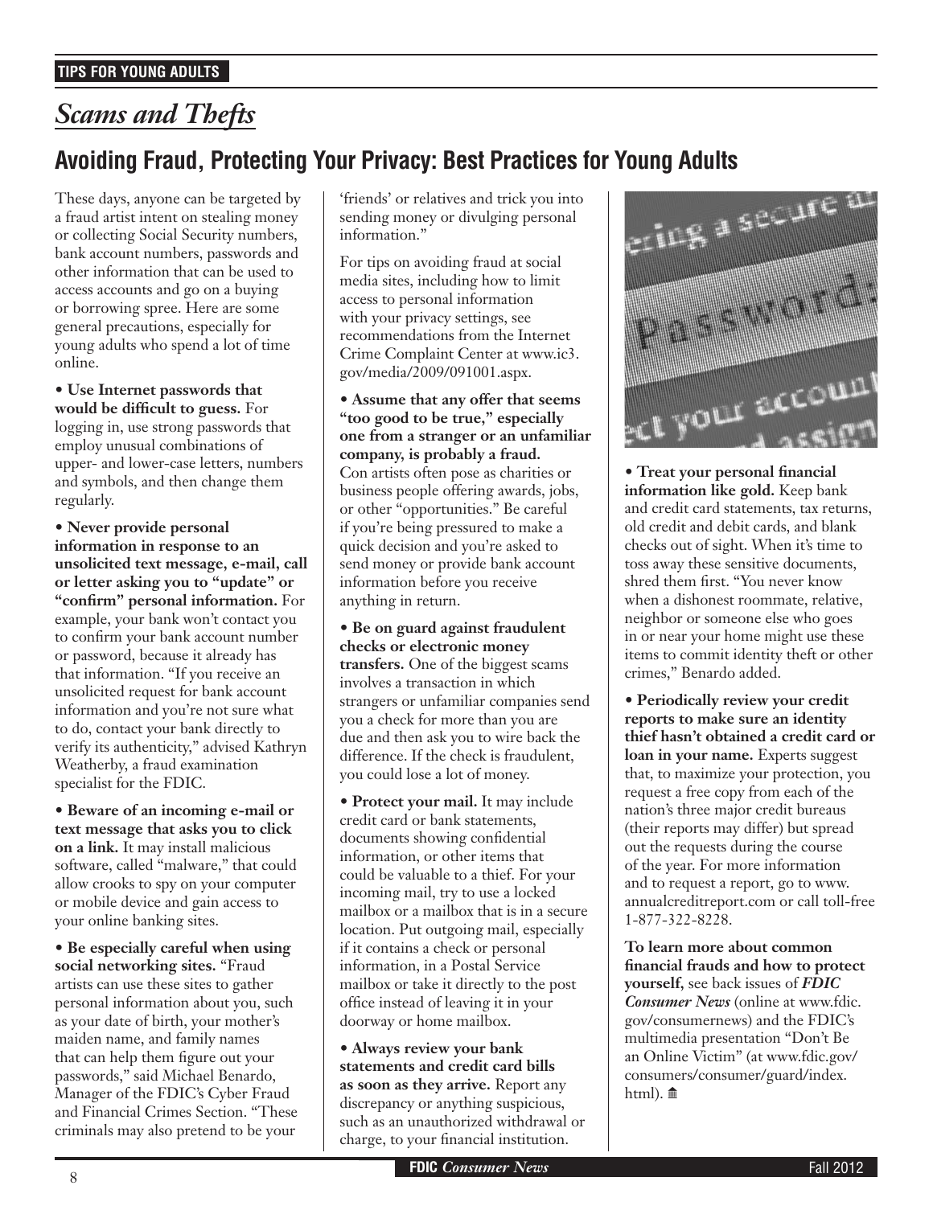**TIPS FOR YOUNG ADULTS**

# *Scams and Thefts*

## Avoiding Fraud, Protecting Your Privacy: Best Practices for Young Adults

These days, anyone can be targeted by a fraud artist intent on stealing money or collecting Social Security numbers, bank account numbers, passwords and other information that can be used to access accounts and go on a buying or borrowing spree. Here are some general precautions, especially for young adults who spend a lot of time online.

• **Use Internet passwords that would be difficult to guess.** For logging in, use strong passwords that employ unusual combinations of upper- and lower-case letters, numbers and symbols, and then change them regularly.

• **Never provide personal information in response to an unsolicited text message, e-mail, call or letter asking you to "update" or "confirm" personal information.** For example, your bank won't contact you to confirm your bank account number or password, because it already has that information. "If you receive an unsolicited request for bank account information and you're not sure what to do, contact your bank directly to verify its authenticity," advised Kathryn Weatherby, a fraud examination specialist for the FDIC.

• **Beware of an incoming e-mail or text message that asks you to click on a link.** It may install malicious software, called "malware," that could allow crooks to spy on your computer or mobile device and gain access to your online banking sites.

• **Be especially careful when using social networking sites.** "Fraud artists can use these sites to gather personal information about you, such as your date of birth, your mother's maiden name, and family names that can help them figure out your passwords," said Michael Benardo, Manager of the FDIC's Cyber Fraud and Financial Crimes Section. "These criminals may also pretend to be your 'friends' or relatives and trick you into sending money or divulging personal information."

For tips on avoiding fraud at social media sites, including how to limit access to personal information with your privacy settings, see recommendations from the Internet Crime Complaint Center at www.ic3.gov/media/2009/091001.aspx.

• **Assume that any offer that seems "too good to be true," especially one from a stranger or an unfamiliar company, is probably a fraud.** Con artists often pose as charities or business people offering awards, jobs, or other "opportunities." Be careful if you're being pressured to make a quick decision and you're asked to send money or provide bank account information before you receive anything in return.

• **Be on guard against fraudulent checks or electronic money transfers.** One of the biggest scams involves a transaction in which strangers or unfamiliar companies send you a check for more than you are due and then ask you to wire back the difference. If the check is fraudulent, you could lose a lot of money.

• **Protect your mail.** It may include credit card or bank statements, documents showing confidential information, or other items that could be valuable to a thief. For your incoming mail, try to use a locked mailbox or a mailbox that is in a secure location. Put outgoing mail, especially if it contains a check or personal information, in a Postal Service mailbox or take it directly to the post office instead of leaving it in your doorway or home mailbox.

• **Always review your bank statements and credit card bills as soon as they arrive.** Report any discrepancy or anything suspicious, such as an unauthorized withdrawal or charge, to your financial institution.

• **Treat your personal financial information like gold.** Keep bank and credit card statements, tax returns, old credit and debit cards, and blank checks out of sight. When it's time to toss away these sensitive documents, shred them first. "You never know when a dishonest roommate, relative, neighbor or someone else who goes in or near your home might use these items to commit identity theft or other crimes," Benardo added.

• **Periodically review your credit reports to make sure an identity thief hasn't obtained a credit card or loan in your name.** Experts suggest that, to maximize your protection, you request a free copy from each of the nation's three major credit bureaus (their reports may differ) but spread out the requests during the course of the year. For more information and to request a report, go to www.annualcreditreport.com or call toll-free 1-877-322-8228.

**To learn more about common financial frauds and how to protect yourself,** see back issues of ***FDIC Consumer News*** (online at www.fdic.gov/consumernews) and the FDIC's multimedia presentation "Don't Be an Online Victim" (at www.fdic.gov/consumers/consumer/guard/index.html).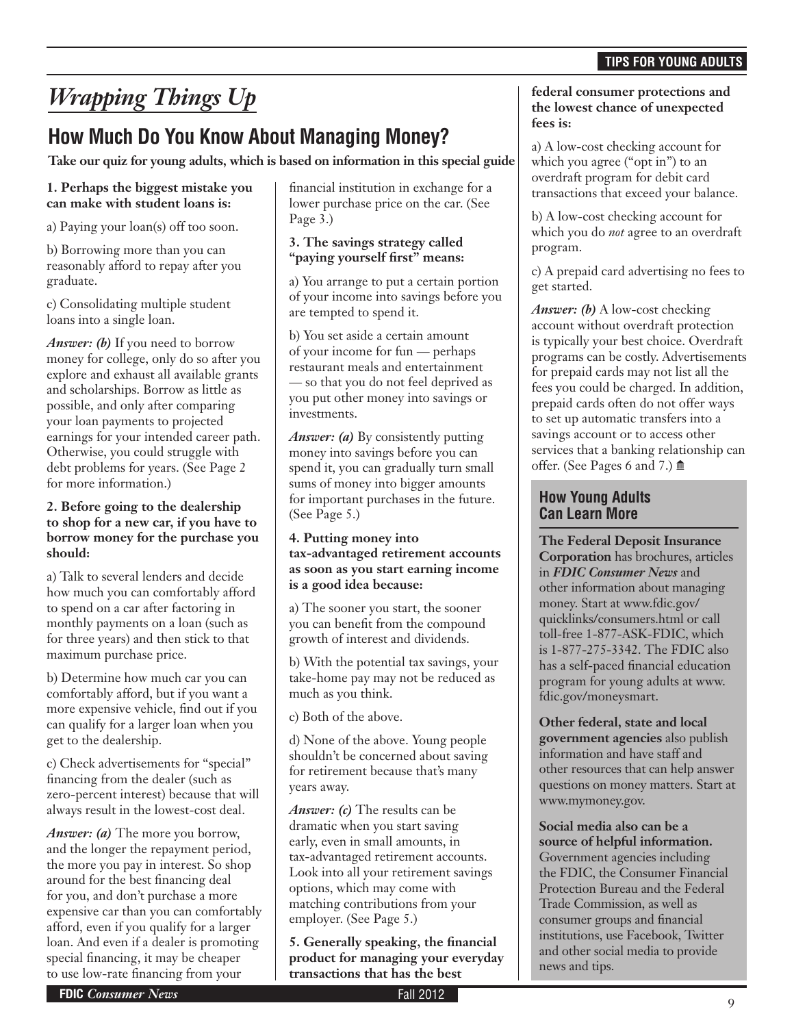# *Wrapping Things Up*

## How Much Do You Know About Managing Money?

**Take our quiz for young adults, which is based on information in this special guide**

**1. Perhaps the biggest mistake you can make with student loans is:**

a) Paying your loan(s) off too soon.

b) Borrowing more than you can reasonably afford to repay after you graduate.

c) Consolidating multiple student loans into a single loan.

***Answer: (b)*** If you need to borrow money for college, only do so after you explore and exhaust all available grants and scholarships. Borrow as little as possible, and only after comparing your loan payments to projected earnings for your intended career path. Otherwise, you could struggle with debt problems for years. (See Page 2 for more information.)

**2. Before going to the dealership to shop for a new car, if you have to borrow money for the purchase you should:**

a) Talk to several lenders and decide how much you can comfortably afford to spend on a car after factoring in monthly payments on a loan (such as for three years) and then stick to that maximum purchase price.

b) Determine how much car you can comfortably afford, but if you want a more expensive vehicle, find out if you can qualify for a larger loan when you get to the dealership.

c) Check advertisements for "special" financing from the dealer (such as zero-percent interest) because that will always result in the lowest-cost deal.

***Answer: (a)*** The more you borrow, and the longer the repayment period, the more you pay in interest. So shop around for the best financing deal for you, and don't purchase a more expensive car than you can comfortably afford, even if you qualify for a larger loan. And even if a dealer is promoting special financing, it may be cheaper to use low-rate financing from your financial institution in exchange for a lower purchase price on the car. (See Page 3.)

**3. The savings strategy called "paying yourself first" means:**

a) You arrange to put a certain portion of your income into savings before you are tempted to spend it.

b) You set aside a certain amount of your income for fun — perhaps restaurant meals and entertainment — so that you do not feel deprived as you put other money into savings or investments.

***Answer: (a)*** By consistently putting money into savings before you can spend it, you can gradually turn small sums of money into bigger amounts for important purchases in the future. (See Page 5.)

**4. Putting money into tax-advantaged retirement accounts as soon as you start earning income is a good idea because:**

a) The sooner you start, the sooner you can benefit from the compound growth of interest and dividends.

b) With the potential tax savings, your take-home pay may not be reduced as much as you think.

c) Both of the above.

d) None of the above. Young people shouldn't be concerned about saving for retirement because that's many years away.

***Answer: (c)*** The results can be dramatic when you start saving early, even in small amounts, in tax-advantaged retirement accounts. Look into all your retirement savings options, which may come with matching contributions from your employer. (See Page 5.)

**5. Generally speaking, the financial product for managing your everyday transactions that has the best federal consumer protections and the lowest chance of unexpected fees is:**

a) A low-cost checking account for which you agree ("opt in") to an overdraft program for debit card transactions that exceed your balance.

b) A low-cost checking account for which you do *not* agree to an overdraft program.

c) A prepaid card advertising no fees to get started.

***Answer: (b)*** A low-cost checking account without overdraft protection is typically your best choice. Overdraft programs can be costly. Advertisements for prepaid cards may not list all the fees you could be charged. In addition, prepaid cards often do not offer ways to set up automatic transfers into a savings account or to access other services that a banking relationship can offer. (See Pages 6 and 7.)

### How Young Adults Can Learn More

**The Federal Deposit Insurance Corporation** has brochures, articles in ***FDIC Consumer News*** and other information about managing money. Start at www.fdic.gov/quicklinks/consumers.html or call toll-free 1-877-ASK-FDIC, which is 1-877-275-3342. The FDIC also has a self-paced financial education program for young adults at www.fdic.gov/moneysmart.

**Other federal, state and local government agencies** also publish information and have staff and other resources that can help answer questions on money matters. Start at www.mymoney.gov.

**Social media also can be a source of helpful information.** Government agencies including the FDIC, the Consumer Financial Protection Bureau and the Federal Trade Commission, as well as consumer groups and financial institutions, use Facebook, Twitter and other social media to provide news and tips.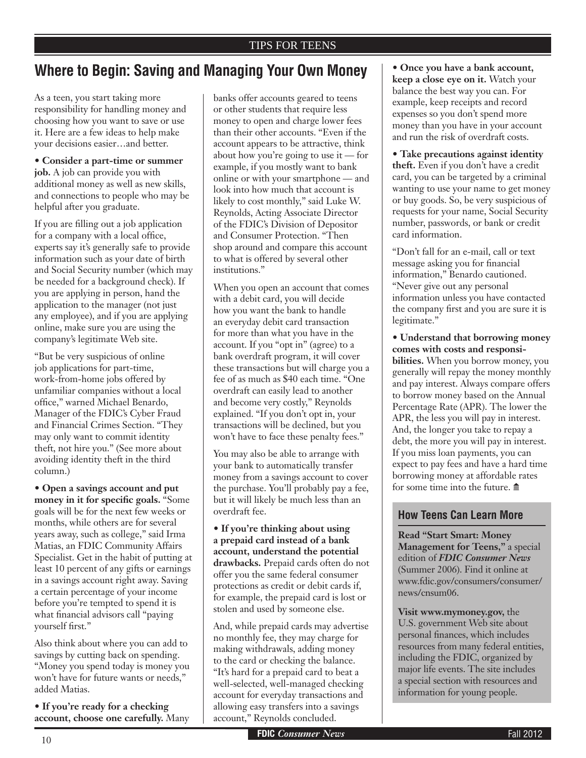## Where to Begin: Saving and Managing Your Own Money

As a teen, you start taking more responsibility for handling money and choosing how you want to save or use it. Here are a few ideas to help make your decisions easier…and better.

• **Consider a part-time or summer job.** A job can provide you with additional money as well as new skills, and connections to people who may be helpful after you graduate.

If you are filling out a job application for a company with a local office, experts say it's generally safe to provide information such as your date of birth and Social Security number (which may be needed for a background check). If you are applying in person, hand the application to the manager (not just any employee), and if you are applying online, make sure you are using the company's legitimate Web site.

"But be very suspicious of online job applications for part-time, work-from-home jobs offered by unfamiliar companies without a local office," warned Michael Benardo, Manager of the FDIC's Cyber Fraud and Financial Crimes Section. "They may only want to commit identity theft, not hire you." (See more about avoiding identity theft in the third column.)

• **Open a savings account and put money in it for specific goals.** "Some goals will be for the next few weeks or months, while others are for several years away, such as college," said Irma Matias, an FDIC Community Affairs Specialist. Get in the habit of putting at least 10 percent of any gifts or earnings in a savings account right away. Saving a certain percentage of your income before you're tempted to spend it is what financial advisors call "paying yourself first."

Also think about where you can add to savings by cutting back on spending. "Money you spend today is money you won't have for future wants or needs," added Matias.

• **If you're ready for a checking account, choose one carefully.** Many banks offer accounts geared to teens or other students that require less money to open and charge lower fees than their other accounts. "Even if the account appears to be attractive, think about how you're going to use it — for example, if you mostly want to bank online or with your smartphone — and look into how much that account is likely to cost monthly," said Luke W. Reynolds, Acting Associate Director of the FDIC's Division of Depositor and Consumer Protection. "Then shop around and compare this account to what is offered by several other institutions."

When you open an account that comes with a debit card, you will decide how you want the bank to handle an everyday debit card transaction for more than what you have in the account. If you "opt in" (agree) to a bank overdraft program, it will cover these transactions but will charge you a fee of as much as $40 each time. "One overdraft can easily lead to another and become very costly," Reynolds explained. "If you don't opt in, your transactions will be declined, but you won't have to face these penalty fees."

You may also be able to arrange with your bank to automatically transfer money from a savings account to cover the purchase. You'll probably pay a fee, but it will likely be much less than an overdraft fee.

• **If you're thinking about using a prepaid card instead of a bank account, understand the potential drawbacks.** Prepaid cards often do not offer you the same federal consumer protections as credit or debit cards if, for example, the prepaid card is lost or stolen and used by someone else.

And, while prepaid cards may advertise no monthly fee, they may charge for making withdrawals, adding money to the card or checking the balance. "It's hard for a prepaid card to beat a well-selected, well-managed checking account for everyday transactions and allowing easy transfers into a savings account," Reynolds concluded.

• **Once you have a bank account, keep a close eye on it.** Watch your balance the best way you can. For example, keep receipts and record expenses so you don't spend more money than you have in your account and run the risk of overdraft costs.

• **Take precautions against identity theft.** Even if you don't have a credit card, you can be targeted by a criminal wanting to use your name to get money or buy goods. So, be very suspicious of requests for your name, Social Security number, passwords, or bank or credit card information.

"Don't fall for an e-mail, call or text message asking you for financial information," Benardo cautioned. "Never give out any personal information unless you have contacted the company first and you are sure it is legitimate."

• **Understand that borrowing money comes with costs and responsibilities.** When you borrow money, you generally will repay the money monthly and pay interest. Always compare offers to borrow money based on the Annual Percentage Rate (APR). The lower the APR, the less you will pay in interest. And, the longer you take to repay a debt, the more you will pay in interest. If you miss loan payments, you can expect to pay fees and have a hard time borrowing money at affordable rates for some time into the future.

### How Teens Can Learn More

**Read "Start Smart: Money Management for Teens,"** a special edition of ***FDIC Consumer News*** (Summer 2006). Find it online at www.fdic.gov/consumers/consumer/news/cnsum06.

**Visit www.mymoney.gov,** the U.S. government Web site about personal finances, which includes resources from many federal entities, including the FDIC, organized by major life events. The site includes a special section with resources and information for young people.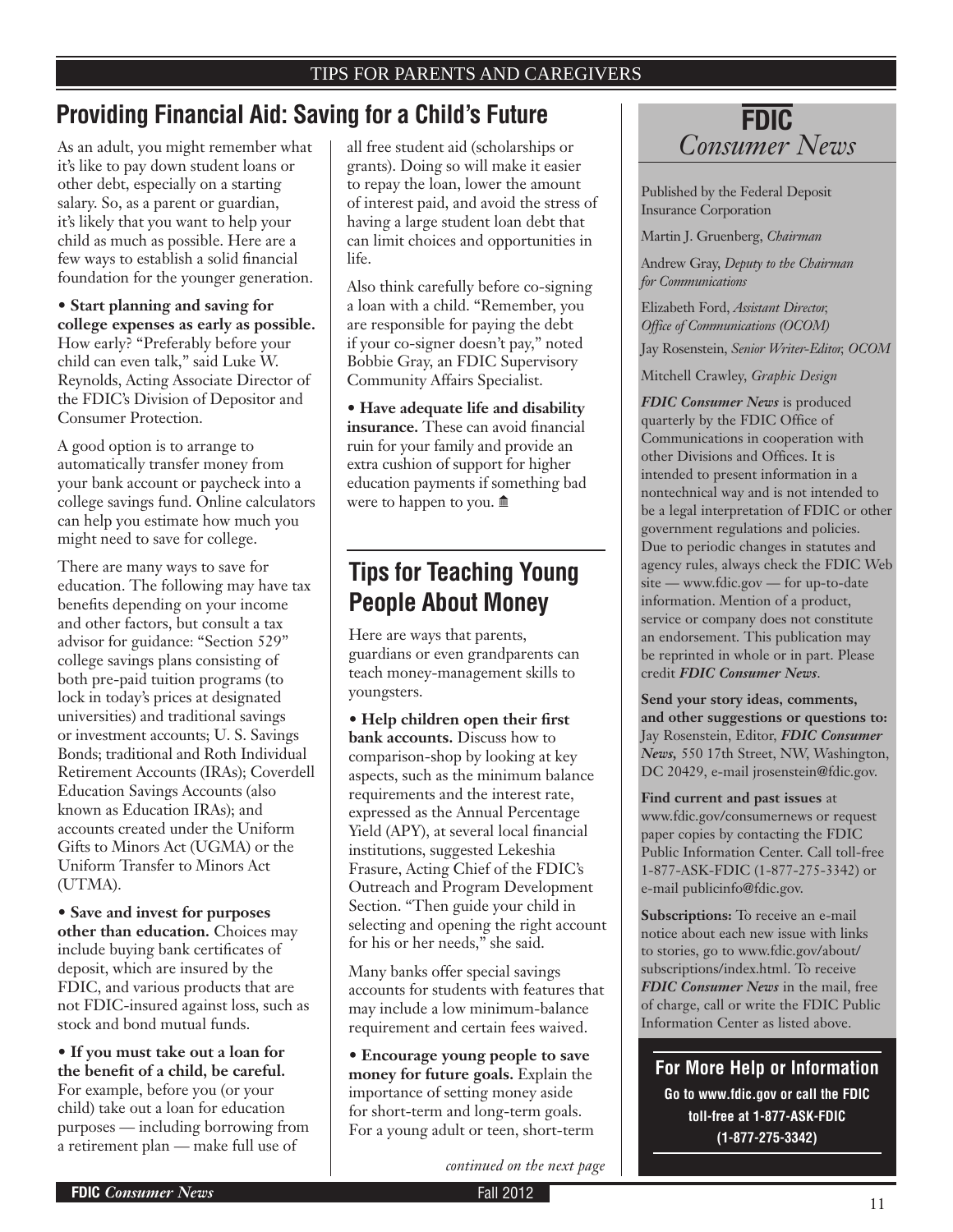TIPS FOR PARENTS AND CAREGIVERS

## Providing Financial Aid: Saving for a Child's Future

As an adult, you might remember what it's like to pay down student loans or other debt, especially on a starting salary. So, as a parent or guardian, it's likely that you want to help your child as much as possible. Here are a few ways to establish a solid financial foundation for the younger generation.

• **Start planning and saving for college expenses as early as possible.** How early? "Preferably before your child can even talk," said Luke W. Reynolds, Acting Associate Director of the FDIC's Division of Depositor and Consumer Protection.

A good option is to arrange to automatically transfer money from your bank account or paycheck into a college savings fund. Online calculators can help you estimate how much you might need to save for college.

There are many ways to save for education. The following may have tax benefits depending on your income and other factors, but consult a tax advisor for guidance: "Section 529" college savings plans consisting of both pre-paid tuition programs (to lock in today's prices at designated universities) and traditional savings or investment accounts; U. S. Savings Bonds; traditional and Roth Individual Retirement Accounts (IRAs); Coverdell Education Savings Accounts (also known as Education IRAs); and accounts created under the Uniform Gifts to Minors Act (UGMA) or the Uniform Transfer to Minors Act (UTMA).

• **Save and invest for purposes other than education.** Choices may include buying bank certificates of deposit, which are insured by the FDIC, and various products that are not FDIC-insured against loss, such as stock and bond mutual funds.

• **If you must take out a loan for the benefit of a child, be careful.** For example, before you (or your child) take out a loan for education purposes — including borrowing from a retirement plan — make full use of all free student aid (scholarships or grants). Doing so will make it easier to repay the loan, lower the amount of interest paid, and avoid the stress of having a large student loan debt that can limit choices and opportunities in life.

Also think carefully before co-signing a loan with a child. "Remember, you are responsible for paying the debt if your co-signer doesn't pay," noted Bobbie Gray, an FDIC Supervisory Community Affairs Specialist.

• **Have adequate life and disability insurance.** These can avoid financial ruin for your family and provide an extra cushion of support for higher education payments if something bad were to happen to you.

## Tips for Teaching Young People About Money

Here are ways that parents, guardians or even grandparents can teach money-management skills to youngsters.

• **Help children open their first bank accounts.** Discuss how to comparison-shop by looking at key aspects, such as the minimum balance requirements and the interest rate, expressed as the Annual Percentage Yield (APY), at several local financial institutions, suggested Lekeshia Frasure, Acting Chief of the FDIC's Outreach and Program Development Section. "Then guide your child in selecting and opening the right account for his or her needs," she said.

Many banks offer special savings accounts for students with features that may include a low minimum-balance requirement and certain fees waived.

• **Encourage young people to save money for future goals.** Explain the importance of setting money aside for short-term and long-term goals. For a young adult or teen, short-term

*continued on the next page*

---

**FDIC** *Consumer News*

Published by the Federal Deposit Insurance Corporation

Martin J. Gruenberg, *Chairman*

Andrew Gray, *Deputy to the Chairman for Communications*

Elizabeth Ford, *Assistant Director, Office of Communications (OCOM)*

Jay Rosenstein, *Senior Writer-Editor, OCOM*

Mitchell Crawley, *Graphic Design*

***FDIC Consumer News*** is produced quarterly by the FDIC Office of Communications in cooperation with other Divisions and Offices. It is intended to present information in a nontechnical way and is not intended to be a legal interpretation of FDIC or other government regulations and policies. Due to periodic changes in statutes and agency rules, always check the FDIC Web site — www.fdic.gov — for up-to-date information. Mention of a product, service or company does not constitute an endorsement. This publication may be reprinted in whole or in part. Please credit ***FDIC Consumer News***.

**Send your story ideas, comments, and other suggestions or questions to:** Jay Rosenstein, Editor, ***FDIC Consumer News,*** 550 17th Street, NW, Washington, DC 20429, e-mail jrosenstein@fdic.gov.

**Find current and past issues** at www.fdic.gov/consumernews or request paper copies by contacting the FDIC Public Information Center. Call toll-free 1-877-ASK-FDIC (1-877-275-3342) or e-mail publicinfo@fdic.gov.

**Subscriptions:** To receive an e-mail notice about each new issue with links to stories, go to www.fdic.gov/about/subscriptions/index.html. To receive ***FDIC Consumer News*** in the mail, free of charge, call or write the FDIC Public Information Center as listed above.

**For More Help or Information**

**Go to www.fdic.gov or call the FDIC toll-free at 1-877-ASK-FDIC (1-877-275-3342)**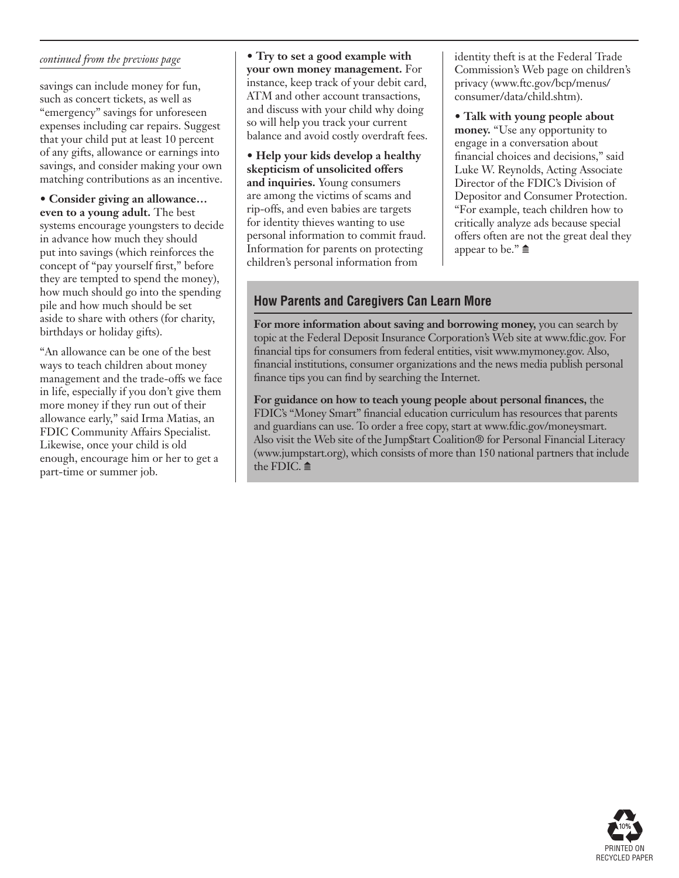*continued from the previous page*

savings can include money for fun, such as concert tickets, as well as "emergency" savings for unforeseen expenses including car repairs. Suggest that your child put at least 10 percent of any gifts, allowance or earnings into savings, and consider making your own matching contributions as an incentive.

• **Consider giving an allowance… even to a young adult.** The best systems encourage youngsters to decide in advance how much they should put into savings (which reinforces the concept of "pay yourself first," before they are tempted to spend the money), how much should go into the spending pile and how much should be set aside to share with others (for charity, birthdays or holiday gifts).

"An allowance can be one of the best ways to teach children about money management and the trade-offs we face in life, especially if you don't give them more money if they run out of their allowance early," said Irma Matias, an FDIC Community Affairs Specialist. Likewise, once your child is old enough, encourage him or her to get a part-time or summer job.

• **Try to set a good example with your own money management.** For instance, keep track of your debit card, ATM and other account transactions, and discuss with your child why doing so will help you track your current balance and avoid costly overdraft fees.

• **Help your kids develop a healthy skepticism of unsolicited offers and inquiries.** Young consumers are among the victims of scams and rip-offs, and even babies are targets for identity thieves wanting to use personal information to commit fraud. Information for parents on protecting children's personal information from identity theft is at the Federal Trade Commission's Web page on children's privacy (www.ftc.gov/bcp/menus/consumer/data/child.shtm).

• **Talk with young people about money.** "Use any opportunity to engage in a conversation about financial choices and decisions," said Luke W. Reynolds, Acting Associate Director of the FDIC's Division of Depositor and Consumer Protection. "For example, teach children how to critically analyze ads because special offers often are not the great deal they appear to be."

## How Parents and Caregivers Can Learn More

**For more information about saving and borrowing money,** you can search by topic at the Federal Deposit Insurance Corporation's Web site at www.fdic.gov. For financial tips for consumers from federal entities, visit www.mymoney.gov. Also, financial institutions, consumer organizations and the news media publish personal finance tips you can find by searching the Internet.

**For guidance on how to teach young people about personal finances,** the FDIC's "Money Smart" financial education curriculum has resources that parents and guardians can use. To order a free copy, start at www.fdic.gov/moneysmart. Also visit the Web site of the Jump$tart Coalition® for Personal Financial Literacy (www.jumpstart.org), which consists of more than 150 national partners that include the FDIC.

10%
PRINTED ON RECYCLED PAPER